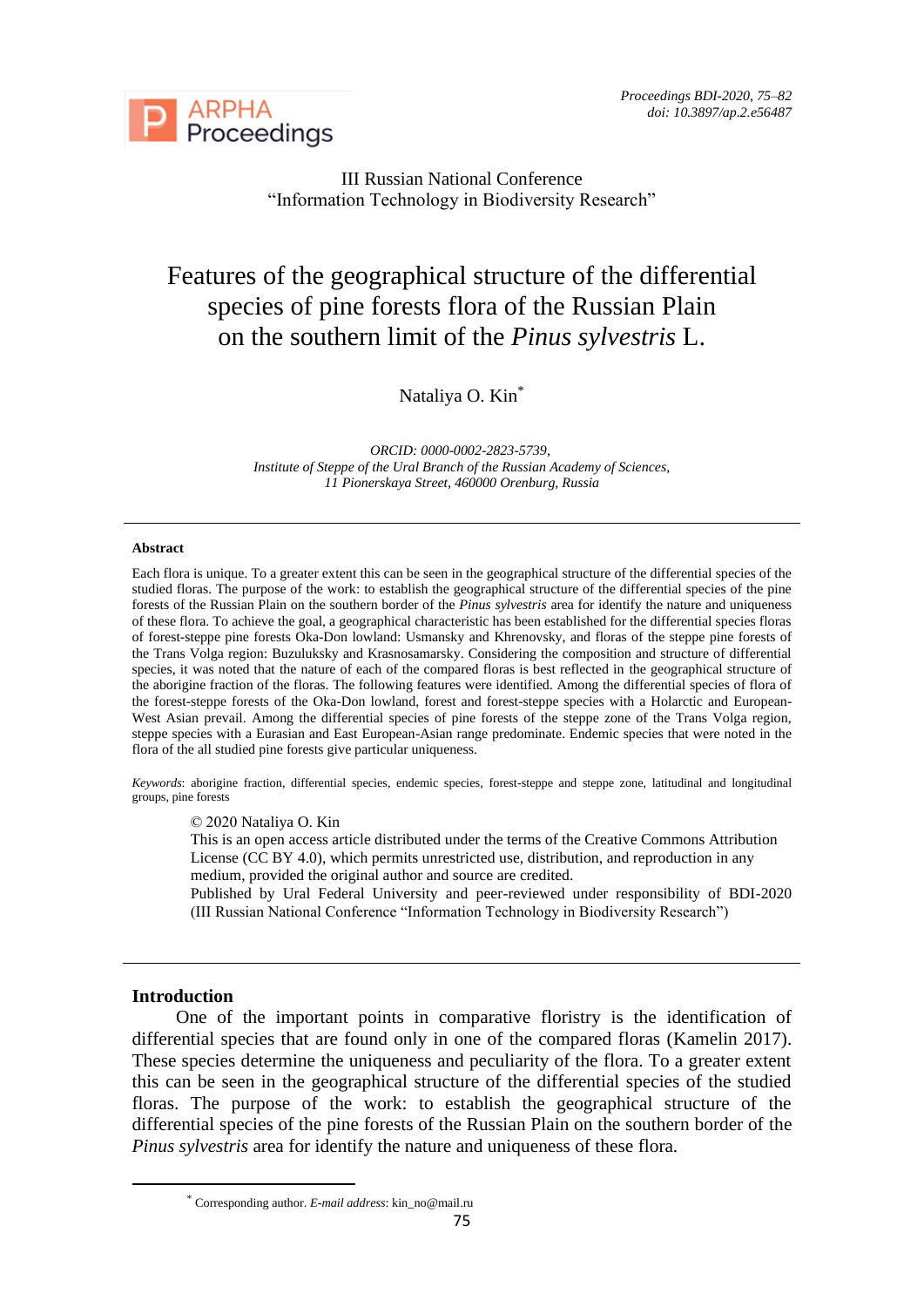III Russian National Conference
"Information Technology in Biodiversity Research"

# Features of the geographical structure of the differential species of pine forests flora of the Russian Plain on the southern limit of the *Pinus sylvestris* L.

Nataliya O. Kin*

*ORCID: 0000-0002-2823-5739,*
*Institute of Steppe of the Ural Branch of the Russian Academy of Sciences,*
*11 Pionerskaya Street, 460000 Orenburg, Russia*

---

**Abstract**

Each flora is unique. To a greater extent this can be seen in the geographical structure of the differential species of the studied floras. The purpose of the work: to establish the geographical structure of the differential species of the pine forests of the Russian Plain on the southern border of the *Pinus sylvestris* area for identify the nature and uniqueness of these flora. To achieve the goal, a geographical characteristic has been established for the differential species floras of forest-steppe pine forests Oka-Don lowland: Usmansky and Khrenovsky, and floras of the steppe pine forests of the Trans Volga region: Buzuluksky and Krasnosamarsky. Considering the composition and structure of differential species, it was noted that the nature of each of the compared floras is best reflected in the geographical structure of the aborigine fraction of the floras. The following features were identified. Among the differential species of flora of the forest-steppe forests of the Oka-Don lowland, forest and forest-steppe species with a Holarctic and European-West Asian prevail. Among the differential species of pine forests of the steppe zone of the Trans Volga region, steppe species with a Eurasian and East European-Asian range predominate. Endemic species that were noted in the flora of the all studied pine forests give particular uniqueness.

*Keywords*: aborigine fraction, differential species, endemic species, forest-steppe and steppe zone, latitudinal and longitudinal groups, pine forests

© 2020 Nataliya O. Kin
This is an open access article distributed under the terms of the Creative Commons Attribution License (CC BY 4.0), which permits unrestricted use, distribution, and reproduction in any medium, provided the original author and source are credited.
Published by Ural Federal University and peer-reviewed under responsibility of BDI-2020 (III Russian National Conference "Information Technology in Biodiversity Research")

---

## Introduction

One of the important points in comparative floristry is the identification of differential species that are found only in one of the compared floras (Kamelin 2017). These species determine the uniqueness and peculiarity of the flora. To a greater extent this can be seen in the geographical structure of the differential species of the studied floras. The purpose of the work: to establish the geographical structure of the differential species of the pine forests of the Russian Plain on the southern border of the *Pinus sylvestris* area for identify the nature and uniqueness of these flora.

* Corresponding author. *E-mail address*: kin_no@mail.ru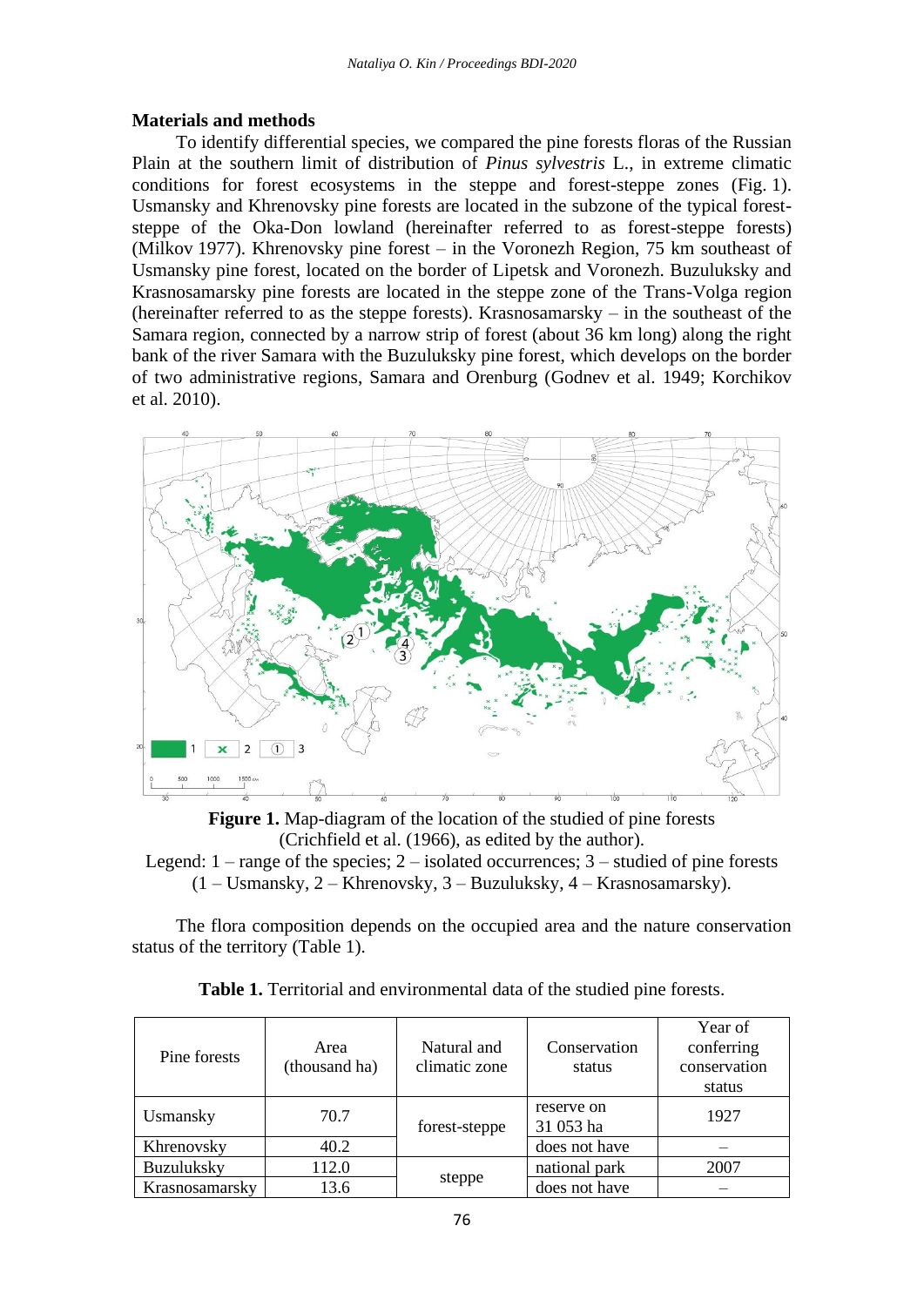## Materials and methods

To identify differential species, we compared the pine forests floras of the Russian Plain at the southern limit of distribution of *Pinus sylvestris* L., in extreme climatic conditions for forest ecosystems in the steppe and forest-steppe zones (Fig. 1). Usmansky and Khrenovsky pine forests are located in the subzone of the typical forest-steppe of the Oka-Don lowland (hereinafter referred to as forest-steppe forests) (Milkov 1977). Khrenovsky pine forest – in the Voronezh Region, 75 km southeast of Usmansky pine forest, located on the border of Lipetsk and Voronezh. Buzuluksky and Krasnosamarsky pine forests are located in the steppe zone of the Trans-Volga region (hereinafter referred to as the steppe forests). Krasnosamarsky – in the southeast of the Samara region, connected by a narrow strip of forest (about 36 km long) along the right bank of the river Samara with the Buzuluksky pine forest, which develops on the border of two administrative regions, Samara and Orenburg (Godnev et al. 1949; Korchikov et al. 2010).

**Figure 1.** Map-diagram of the location of the studied of pine forests (Crichfield et al. (1966), as edited by the author).
Legend: 1 – range of the species; 2 – isolated occurrences; 3 – studied of pine forests (1 – Usmansky, 2 – Khrenovsky, 3 – Buzuluksky, 4 – Krasnosamarsky).

The flora composition depends on the occupied area and the nature conservation status of the territory (Table 1).

**Table 1.** Territorial and environmental data of the studied pine forests.

| Pine forests | Area (thousand ha) | Natural and climatic zone | Conservation status | Year of conferring conservation status |
|---|---|---|---|---|
| Usmansky | 70.7 | forest-steppe | reserve on 31 053 ha | 1927 |
| Khrenovsky | 40.2 | | does not have | – |
| Buzuluksky | 112.0 | steppe | national park | 2007 |
| Krasnosamarsky | 13.6 | | does not have | – |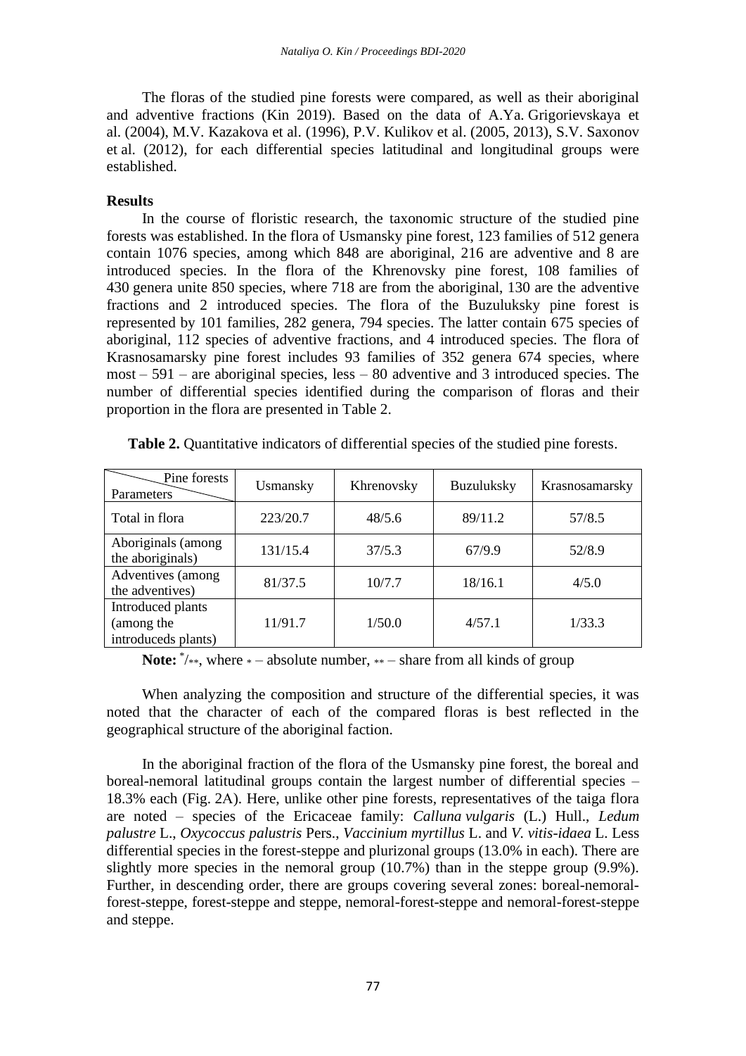The floras of the studied pine forests were compared, as well as their aboriginal and adventive fractions (Kin 2019). Based on the data of A.Ya. Grigorievskaya et al. (2004), M.V. Kazakova et al. (1996), P.V. Kulikov et al. (2005, 2013), S.V. Saxonov et al. (2012), for each differential species latitudinal and longitudinal groups were established.

**Results**

In the course of floristic research, the taxonomic structure of the studied pine forests was established. In the flora of Usmansky pine forest, 123 families of 512 genera contain 1076 species, among which 848 are aboriginal, 216 are adventive and 8 are introduced species. In the flora of the Khrenovsky pine forest, 108 families of 430 genera unite 850 species, where 718 are from the aboriginal, 130 are the adventive fractions and 2 introduced species. The flora of the Buzuluksky pine forest is represented by 101 families, 282 genera, 794 species. The latter contain 675 species of aboriginal, 112 species of adventive fractions, and 4 introduced species. The flora of Krasnosamarsky pine forest includes 93 families of 352 genera 674 species, where most – 591 – are aboriginal species, less – 80 adventive and 3 introduced species. The number of differential species identified during the comparison of floras and their proportion in the flora are presented in Table 2.

**Table 2.** Quantitative indicators of differential species of the studied pine forests.

| Parameters \ Pine forests | Usmansky | Khrenovsky | Buzuluksky | Krasnosamarsky |
|---|---|---|---|---|
| Total in flora | 223/20.7 | 48/5.6 | 89/11.2 | 57/8.5 |
| Aboriginals (among the aboriginals) | 131/15.4 | 37/5.3 | 67/9.9 | 52/8.9 |
| Adventives (among the adventives) | 81/37.5 | 10/7.7 | 18/16.1 | 4/5.0 |
| Introduced plants (among the introduceds plants) | 11/91.7 | 1/50.0 | 4/57.1 | 1/33.3 |

**Note:** */**, where * – absolute number, ** – share from all kinds of group

When analyzing the composition and structure of the differential species, it was noted that the character of each of the compared floras is best reflected in the geographical structure of the aboriginal faction.

In the aboriginal fraction of the flora of the Usmansky pine forest, the boreal and boreal-nemoral latitudinal groups contain the largest number of differential species – 18.3% each (Fig. 2A). Here, unlike other pine forests, representatives of the taiga flora are noted – species of the Ericaceae family: *Calluna vulgaris* (L.) Hull., *Ledum palustre* L., *Oxycoccus palustris* Pers., *Vaccinium myrtillus* L. and *V. vitis-idaea* L. Less differential species in the forest-steppe and plurizonal groups (13.0% in each). There are slightly more species in the nemoral group (10.7%) than in the steppe group (9.9%). Further, in descending order, there are groups covering several zones: boreal-nemoral-forest-steppe, forest-steppe and steppe, nemoral-forest-steppe and nemoral-forest-steppe and steppe.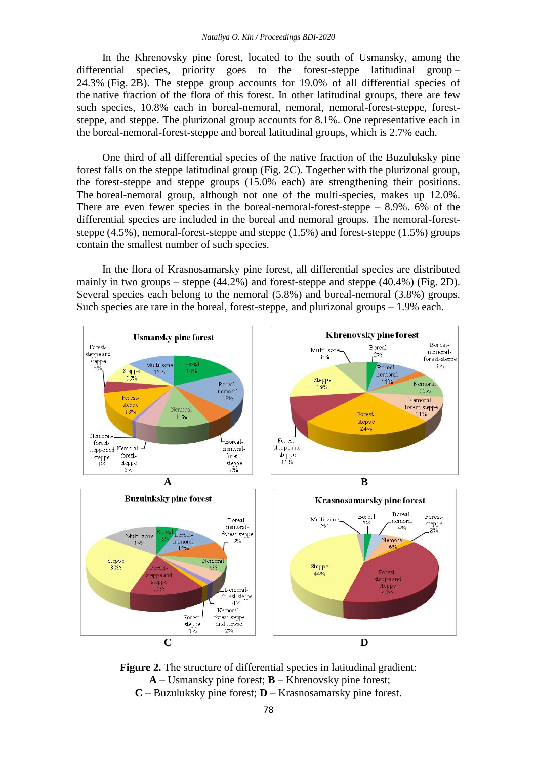In the Khrenovsky pine forest, located to the south of Usmansky, among the differential species, priority goes to the forest-steppe latitudinal group – 24.3% (Fig. 2B). The steppe group accounts for 19.0% of all differential species of the native fraction of the flora of this forest. In other latitudinal groups, there are few such species, 10.8% each in boreal-nemoral, nemoral, nemoral-forest-steppe, forest-steppe, and steppe. The plurizonal group accounts for 8.1%. One representative each in the boreal-nemoral-forest-steppe and boreal latitudinal groups, which is 2.7% each.

One third of all differential species of the native fraction of the Buzuluksky pine forest falls on the steppe latitudinal group (Fig. 2C). Together with the plurizonal group, the forest-steppe and steppe groups (15.0% each) are strengthening their positions. The boreal-nemoral group, although not one of the multi-species, makes up 12.0%. There are even fewer species in the boreal-nemoral-forest-steppe – 8.9%. 6% of the differential species are included in the boreal and nemoral groups. The nemoral-forest-steppe (4.5%), nemoral-forest-steppe and steppe (1.5%) and forest-steppe (1.5%) groups contain the smallest number of such species.

In the flora of Krasnosamarsky pine forest, all differential species are distributed mainly in two groups – steppe (44.2%) and forest-steppe and steppe (40.4%) (Fig. 2D). Several species each belong to the nemoral (5.8%) and boreal-nemoral (3.8%) groups. Such species are rare in the boreal, forest-steppe, and plurizonal groups – 1.9% each.

**Figure 2.** The structure of differential species in latitudinal gradient:
**A** – Usmansky pine forest; **B** – Khrenovsky pine forest;
**C** – Buzuluksky pine forest; **D** – Krasnosamarsky pine forest.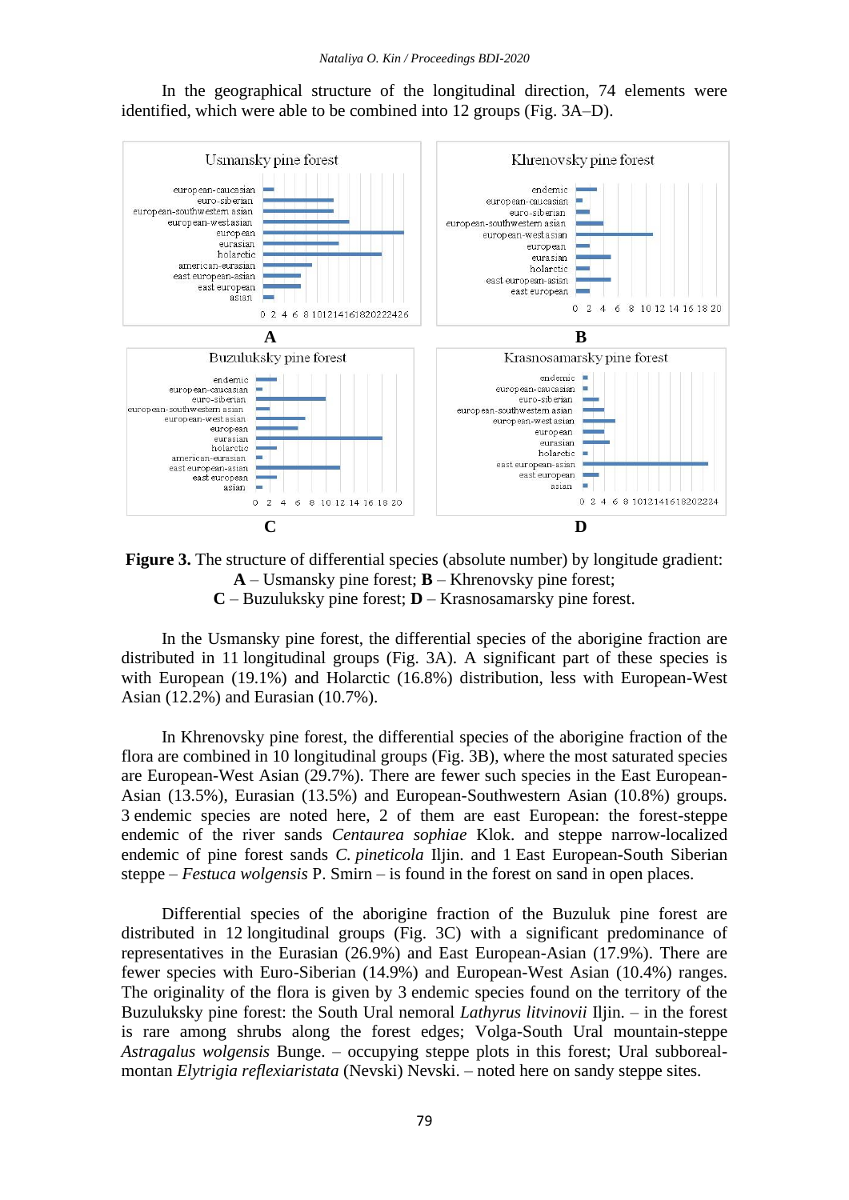In the geographical structure of the longitudinal direction, 74 elements were identified, which were able to be combined into 12 groups (Fig. 3A–D).

**Figure 3.** The structure of differential species (absolute number) by longitude gradient: **A** – Usmansky pine forest; **B** – Khrenovsky pine forest; **C** – Buzuluksky pine forest; **D** – Krasnosamarsky pine forest.

In the Usmansky pine forest, the differential species of the aborigine fraction are distributed in 11 longitudinal groups (Fig. 3A). A significant part of these species is with European (19.1%) and Holarctic (16.8%) distribution, less with European-West Asian (12.2%) and Eurasian (10.7%).

In Khrenovsky pine forest, the differential species of the aborigine fraction of the flora are combined in 10 longitudinal groups (Fig. 3B), where the most saturated species are European-West Asian (29.7%). There are fewer such species in the East European-Asian (13.5%), Eurasian (13.5%) and European-Southwestern Asian (10.8%) groups. 3 endemic species are noted here, 2 of them are east European: the forest-steppe endemic of the river sands *Centaurea sophiae* Klok. and steppe narrow-localized endemic of pine forest sands *C. pineticola* Iljin. and 1 East European-South Siberian steppe – *Festuca wolgensis* P. Smirn – is found in the forest on sand in open places.

Differential species of the aborigine fraction of the Buzuluk pine forest are distributed in 12 longitudinal groups (Fig. 3C) with a significant predominance of representatives in the Eurasian (26.9%) and East European-Asian (17.9%). There are fewer species with Euro-Siberian (14.9%) and European-West Asian (10.4%) ranges. The originality of the flora is given by 3 endemic species found on the territory of the Buzuluksky pine forest: the South Ural nemoral *Lathyrus litvinovii* Iljin. – in the forest is rare among shrubs along the forest edges; Volga-South Ural mountain-steppe *Astragalus wolgensis* Bunge. – occupying steppe plots in this forest; Ural subboreal-montan *Elytrigia reflexiaristata* (Nevski) Nevski. – noted here on sandy steppe sites.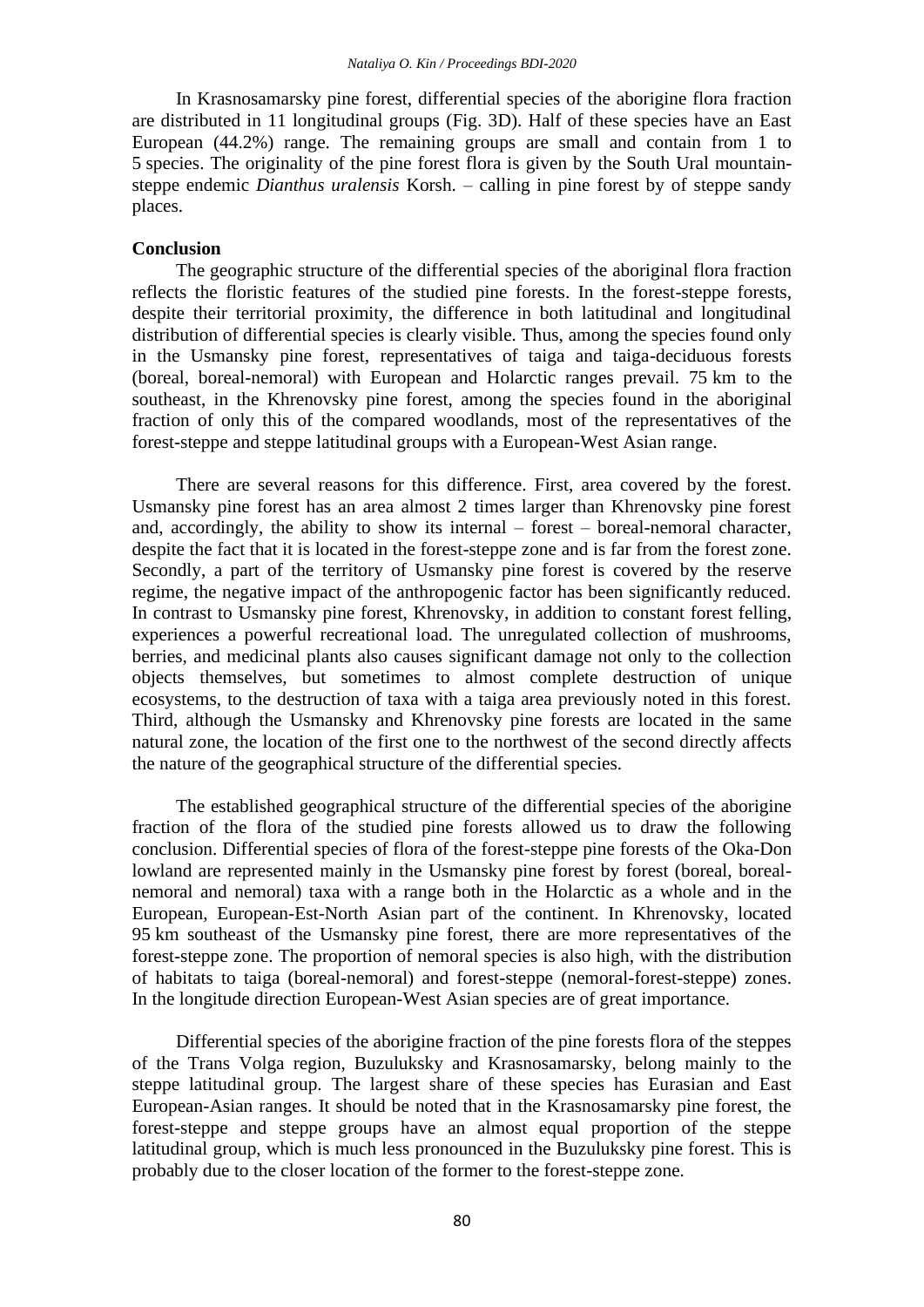In Krasnosamarsky pine forest, differential species of the aborigine flora fraction are distributed in 11 longitudinal groups (Fig. 3D). Half of these species have an East European (44.2%) range. The remaining groups are small and contain from 1 to 5 species. The originality of the pine forest flora is given by the South Ural mountain-steppe endemic *Dianthus uralensis* Korsh. – calling in pine forest by of steppe sandy places.

**Conclusion**

The geographic structure of the differential species of the aboriginal flora fraction reflects the floristic features of the studied pine forests. In the forest-steppe forests, despite their territorial proximity, the difference in both latitudinal and longitudinal distribution of differential species is clearly visible. Thus, among the species found only in the Usmansky pine forest, representatives of taiga and taiga-deciduous forests (boreal, boreal-nemoral) with European and Holarctic ranges prevail. 75 km to the southeast, in the Khrenovsky pine forest, among the species found in the aboriginal fraction of only this of the compared woodlands, most of the representatives of the forest-steppe and steppe latitudinal groups with a European-West Asian range.

There are several reasons for this difference. First, area covered by the forest. Usmansky pine forest has an area almost 2 times larger than Khrenovsky pine forest and, accordingly, the ability to show its internal – forest – boreal-nemoral character, despite the fact that it is located in the forest-steppe zone and is far from the forest zone. Secondly, a part of the territory of Usmansky pine forest is covered by the reserve regime, the negative impact of the anthropogenic factor has been significantly reduced. In contrast to Usmansky pine forest, Khrenovsky, in addition to constant forest felling, experiences a powerful recreational load. The unregulated collection of mushrooms, berries, and medicinal plants also causes significant damage not only to the collection objects themselves, but sometimes to almost complete destruction of unique ecosystems, to the destruction of taxa with a taiga area previously noted in this forest. Third, although the Usmansky and Khrenovsky pine forests are located in the same natural zone, the location of the first one to the northwest of the second directly affects the nature of the geographical structure of the differential species.

The established geographical structure of the differential species of the aborigine fraction of the flora of the studied pine forests allowed us to draw the following conclusion. Differential species of flora of the forest-steppe pine forests of the Oka-Don lowland are represented mainly in the Usmansky pine forest by forest (boreal, boreal-nemoral and nemoral) taxa with a range both in the Holarctic as a whole and in the European, European-Est-North Asian part of the continent. In Khrenovsky, located 95 km southeast of the Usmansky pine forest, there are more representatives of the forest-steppe zone. The proportion of nemoral species is also high, with the distribution of habitats to taiga (boreal-nemoral) and forest-steppe (nemoral-forest-steppe) zones. In the longitude direction European-West Asian species are of great importance.

Differential species of the aborigine fraction of the pine forests flora of the steppes of the Trans Volga region, Buzuluksky and Krasnosamarsky, belong mainly to the steppe latitudinal group. The largest share of these species has Eurasian and East European-Asian ranges. It should be noted that in the Krasnosamarsky pine forest, the forest-steppe and steppe groups have an almost equal proportion of the steppe latitudinal group, which is much less pronounced in the Buzuluksky pine forest. This is probably due to the closer location of the former to the forest-steppe zone.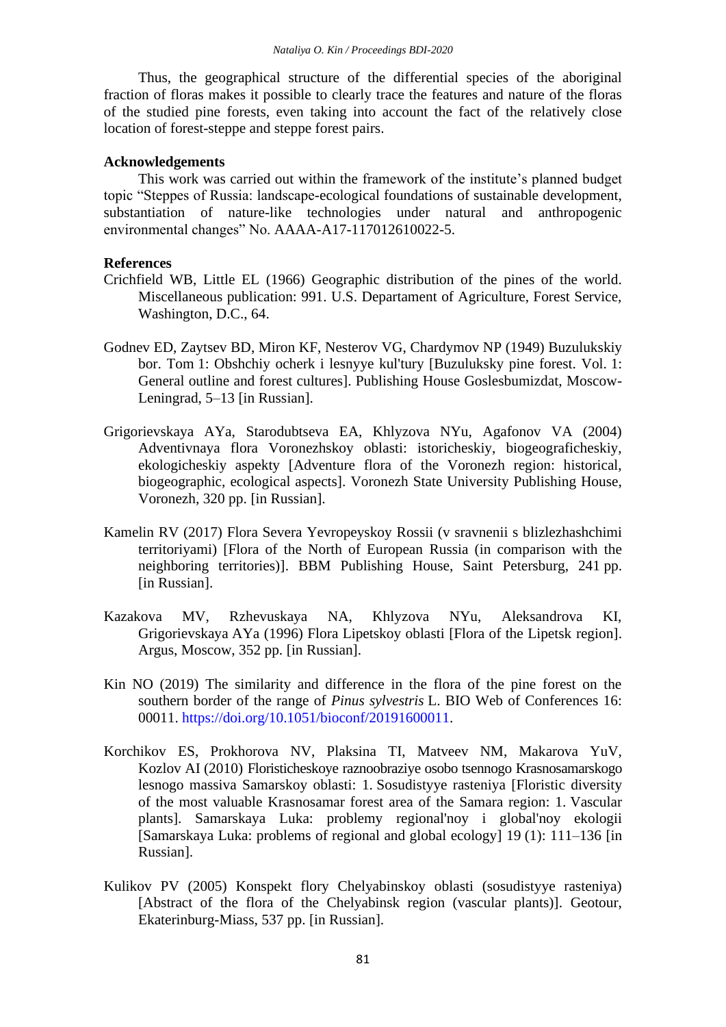Thus, the geographical structure of the differential species of the aboriginal fraction of floras makes it possible to clearly trace the features and nature of the floras of the studied pine forests, even taking into account the fact of the relatively close location of forest-steppe and steppe forest pairs.

## Acknowledgements

This work was carried out within the framework of the institute's planned budget topic "Steppes of Russia: landscape-ecological foundations of sustainable development, substantiation of nature-like technologies under natural and anthropogenic environmental changes" No. AAAA-A17-117012610022-5.

## References

Crichfield WB, Little EL (1966) Geographic distribution of the pines of the world. Miscellaneous publication: 991. U.S. Departament of Agriculture, Forest Service, Washington, D.C., 64.

Godnev ED, Zaytsev BD, Miron KF, Nesterov VG, Chardymov NP (1949) Buzulukskiy bor. Tom 1: Obshchiy ocherk i lesnyye kul'tury [Buzuluksky pine forest. Vol. 1: General outline and forest cultures]. Publishing House Goslesbumizdat, Moscow-Leningrad, 5–13 [in Russian].

Grigorievskaya AYa, Starodubtseva EA, Khlyzova NYu, Agafonov VA (2004) Adventivnaya flora Voronezhskoy oblasti: istoricheskiy, biogeograficheskiy, ekologicheskiy aspekty [Adventure flora of the Voronezh region: historical, biogeographic, ecological aspects]. Voronezh State University Publishing House, Voronezh, 320 pp. [in Russian].

Kamelin RV (2017) Flora Severa Yevropeyskoy Rossii (v sravnenii s blizlezhashchimi territoriyami) [Flora of the North of European Russia (in comparison with the neighboring territories)]. BBM Publishing House, Saint Petersburg, 241 pp. [in Russian].

Kazakova MV, Rzhevuskaya NA, Khlyzova NYu, Aleksandrova KI, Grigorievskaya AYa (1996) Flora Lipetskoy oblasti [Flora of the Lipetsk region]. Argus, Moscow, 352 pp. [in Russian].

Kin NO (2019) The similarity and difference in the flora of the pine forest on the southern border of the range of *Pinus sylvestris* L. BIO Web of Conferences 16: 00011. https://doi.org/10.1051/bioconf/20191600011.

Korchikov ES, Prokhorova NV, Plaksina TI, Matveev NM, Makarova YuV, Kozlov AI (2010) Floristicheskoye raznoobraziye osobo tsennogo Krasnosamarskogo lesnogo massiva Samarskoy oblasti: 1. Sosudistyye rasteniya [Floristic diversity of the most valuable Krasnosamar forest area of the Samara region: 1. Vascular plants]. Samarskaya Luka: problemy regional'noy i global'noy ekologii [Samarskaya Luka: problems of regional and global ecology] 19 (1): 111–136 [in Russian].

Kulikov PV (2005) Konspekt flory Chelyabinskoy oblasti (sosudistyye rasteniya) [Abstract of the flora of the Chelyabinsk region (vascular plants)]. Geotour, Ekaterinburg-Miass, 537 pp. [in Russian].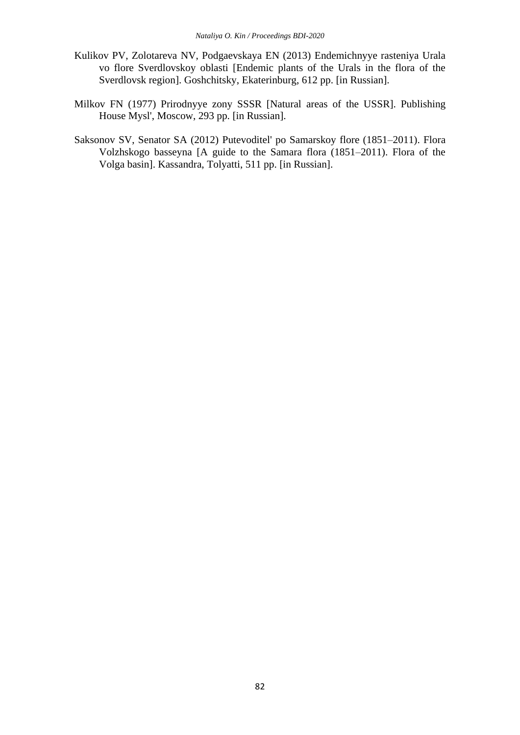Kulikov PV, Zolotareva NV, Podgaevskaya EN (2013) Endemichnyye rasteniya Urala vo flore Sverdlovskoy oblasti [Endemic plants of the Urals in the flora of the Sverdlovsk region]. Goshchitsky, Ekaterinburg, 612 pp. [in Russian].

Milkov FN (1977) Prirodnyye zony SSSR [Natural areas of the USSR]. Publishing House Mysl', Moscow, 293 pp. [in Russian].

Saksonov SV, Senator SA (2012) Putevoditel' po Samarskoy flore (1851–2011). Flora Volzhskogo basseyna [A guide to the Samara flora (1851–2011). Flora of the Volga basin]. Kassandra, Tolyatti, 511 pp. [in Russian].